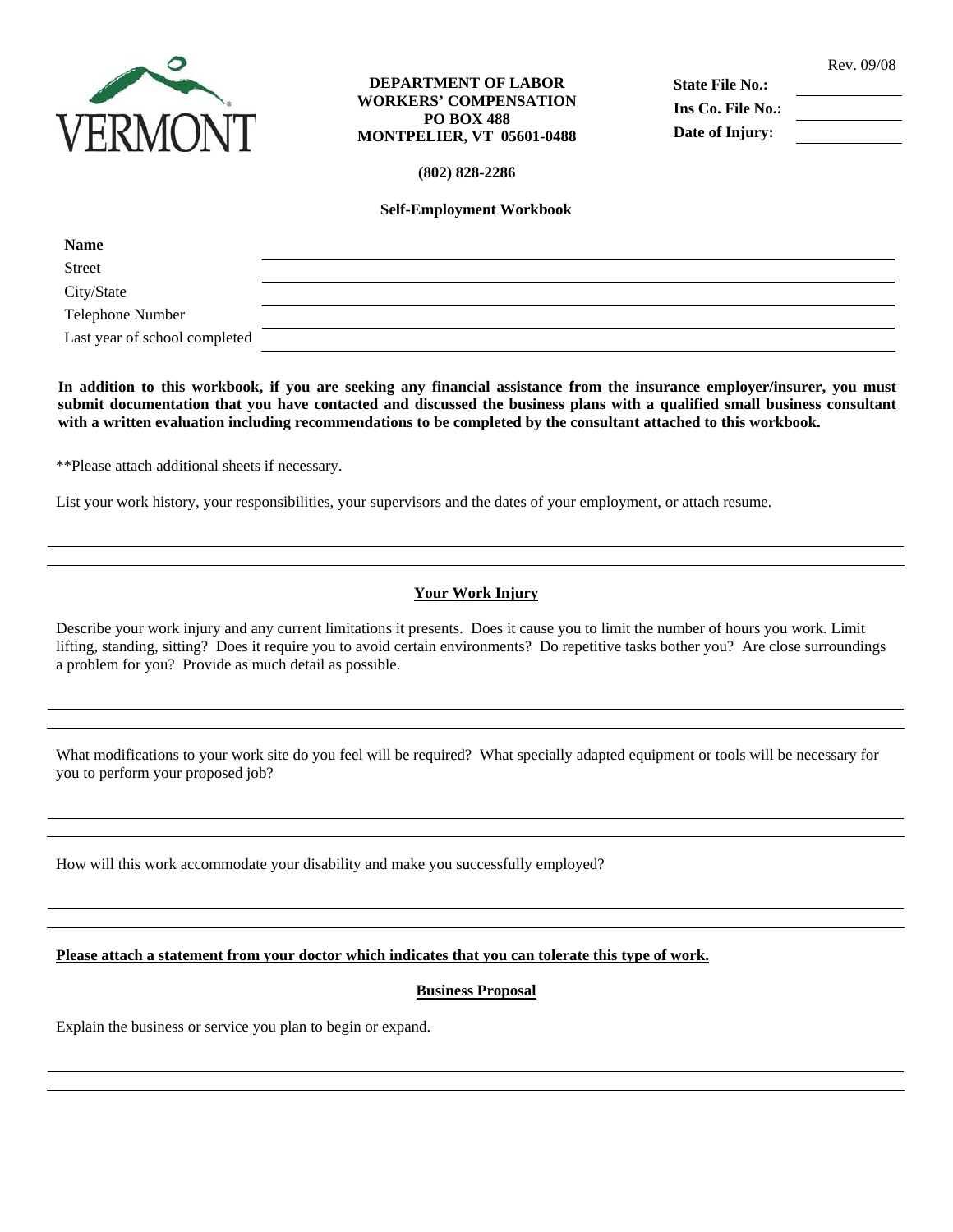VERMONT

**DEPARTMENT OF LABOR**
**WORKERS' COMPENSATION**
**PO BOX 488**
**MONTPELIER, VT 05601-0488**

**(802) 828-2286**

Rev. 09/08

**State File No.:** \_\_\_\_\_\_\_\_\_\_
**Ins Co. File No.:** \_\_\_\_\_\_\_\_\_\_
**Date of Injury:** \_\_\_\_\_\_\_\_\_\_

## Self-Employment Workbook

**Name** \_\_\_\_\_\_\_\_\_\_\_\_\_\_\_\_\_\_\_\_\_\_\_\_\_\_\_\_\_\_\_\_\_\_\_\_\_\_\_\_

Street \_\_\_\_\_\_\_\_\_\_\_\_\_\_\_\_\_\_\_\_\_\_\_\_\_\_\_\_\_\_\_\_\_\_\_\_\_\_\_\_

City/State \_\_\_\_\_\_\_\_\_\_\_\_\_\_\_\_\_\_\_\_\_\_\_\_\_\_\_\_\_\_\_\_\_\_\_\_\_\_\_\_

Telephone Number \_\_\_\_\_\_\_\_\_\_\_\_\_\_\_\_\_\_\_\_\_\_\_\_\_\_\_\_\_\_\_\_\_\_\_\_\_\_\_\_

Last year of school completed \_\_\_\_\_\_\_\_\_\_\_\_\_\_\_\_\_\_\_\_\_\_\_\_\_\_\_\_\_\_\_\_\_\_\_\_\_\_\_\_

**In addition to this workbook, if you are seeking any financial assistance from the insurance employer/insurer, you must submit documentation that you have contacted and discussed the business plans with a qualified small business consultant with a written evaluation including recommendations to be completed by the consultant attached to this workbook.**

**Please attach additional sheets if necessary.

List your work history, your responsibilities, your supervisors and the dates of your employment, or attach resume.

\_\_\_\_\_\_\_\_\_\_\_\_\_\_\_\_\_\_\_\_\_\_\_\_\_\_\_\_\_\_\_\_\_\_\_\_\_\_\_\_\_\_\_\_\_\_\_\_\_\_\_\_\_\_\_\_\_\_\_\_

\_\_\_\_\_\_\_\_\_\_\_\_\_\_\_\_\_\_\_\_\_\_\_\_\_\_\_\_\_\_\_\_\_\_\_\_\_\_\_\_\_\_\_\_\_\_\_\_\_\_\_\_\_\_\_\_\_\_\_\_

### Your Work Injury

Describe your work injury and any current limitations it presents. Does it cause you to limit the number of hours you work. Limit lifting, standing, sitting? Does it require you to avoid certain environments? Do repetitive tasks bother you? Are close surroundings a problem for you? Provide as much detail as possible.

\_\_\_\_\_\_\_\_\_\_\_\_\_\_\_\_\_\_\_\_\_\_\_\_\_\_\_\_\_\_\_\_\_\_\_\_\_\_\_\_\_\_\_\_\_\_\_\_\_\_\_\_\_\_\_\_\_\_\_\_

\_\_\_\_\_\_\_\_\_\_\_\_\_\_\_\_\_\_\_\_\_\_\_\_\_\_\_\_\_\_\_\_\_\_\_\_\_\_\_\_\_\_\_\_\_\_\_\_\_\_\_\_\_\_\_\_\_\_\_\_

What modifications to your work site do you feel will be required? What specially adapted equipment or tools will be necessary for you to perform your proposed job?

\_\_\_\_\_\_\_\_\_\_\_\_\_\_\_\_\_\_\_\_\_\_\_\_\_\_\_\_\_\_\_\_\_\_\_\_\_\_\_\_\_\_\_\_\_\_\_\_\_\_\_\_\_\_\_\_\_\_\_\_

\_\_\_\_\_\_\_\_\_\_\_\_\_\_\_\_\_\_\_\_\_\_\_\_\_\_\_\_\_\_\_\_\_\_\_\_\_\_\_\_\_\_\_\_\_\_\_\_\_\_\_\_\_\_\_\_\_\_\_\_

How will this work accommodate your disability and make you successfully employed?

\_\_\_\_\_\_\_\_\_\_\_\_\_\_\_\_\_\_\_\_\_\_\_\_\_\_\_\_\_\_\_\_\_\_\_\_\_\_\_\_\_\_\_\_\_\_\_\_\_\_\_\_\_\_\_\_\_\_\_\_

\_\_\_\_\_\_\_\_\_\_\_\_\_\_\_\_\_\_\_\_\_\_\_\_\_\_\_\_\_\_\_\_\_\_\_\_\_\_\_\_\_\_\_\_\_\_\_\_\_\_\_\_\_\_\_\_\_\_\_\_

**Please attach a statement from your doctor which indicates that you can tolerate this type of work.**

### Business Proposal

Explain the business or service you plan to begin or expand.

\_\_\_\_\_\_\_\_\_\_\_\_\_\_\_\_\_\_\_\_\_\_\_\_\_\_\_\_\_\_\_\_\_\_\_\_\_\_\_\_\_\_\_\_\_\_\_\_\_\_\_\_\_\_\_\_\_\_\_\_

\_\_\_\_\_\_\_\_\_\_\_\_\_\_\_\_\_\_\_\_\_\_\_\_\_\_\_\_\_\_\_\_\_\_\_\_\_\_\_\_\_\_\_\_\_\_\_\_\_\_\_\_\_\_\_\_\_\_\_\_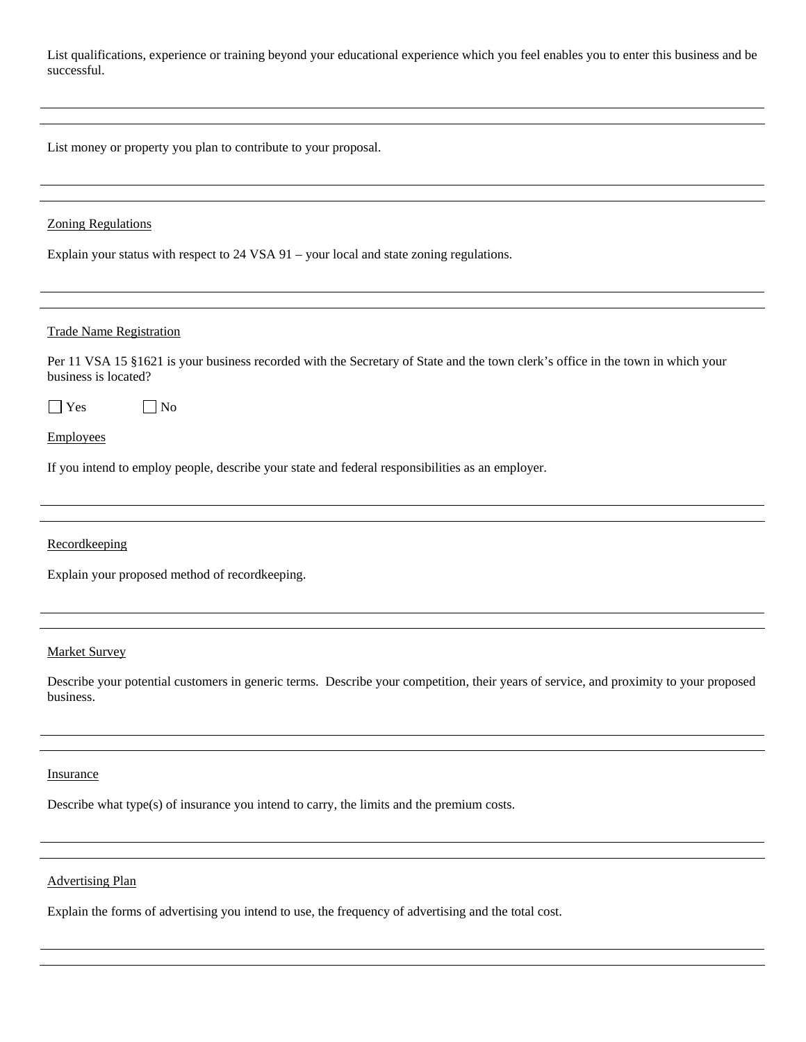List qualifications, experience or training beyond your educational experience which you feel enables you to enter this business and be successful.

---

---

List money or property you plan to contribute to your proposal.

---

---

<u>Zoning Regulations</u>

Explain your status with respect to 24 VSA 91 – your local and state zoning regulations.

---

---

<u>Trade Name Registration</u>

Per 11 VSA 15 §1621 is your business recorded with the Secretary of State and the town clerk's office in the town in which your business is located?

☐ Yes ☐ No

<u>Employees</u>

If you intend to employ people, describe your state and federal responsibilities as an employer.

---

---

<u>Recordkeeping</u>

Explain your proposed method of recordkeeping.

---

---

<u>Market Survey</u>

Describe your potential customers in generic terms. Describe your competition, their years of service, and proximity to your proposed business.

---

---

<u>Insurance</u>

Describe what type(s) of insurance you intend to carry, the limits and the premium costs.

---

---

<u>Advertising Plan</u>

Explain the forms of advertising you intend to use, the frequency of advertising and the total cost.

---

---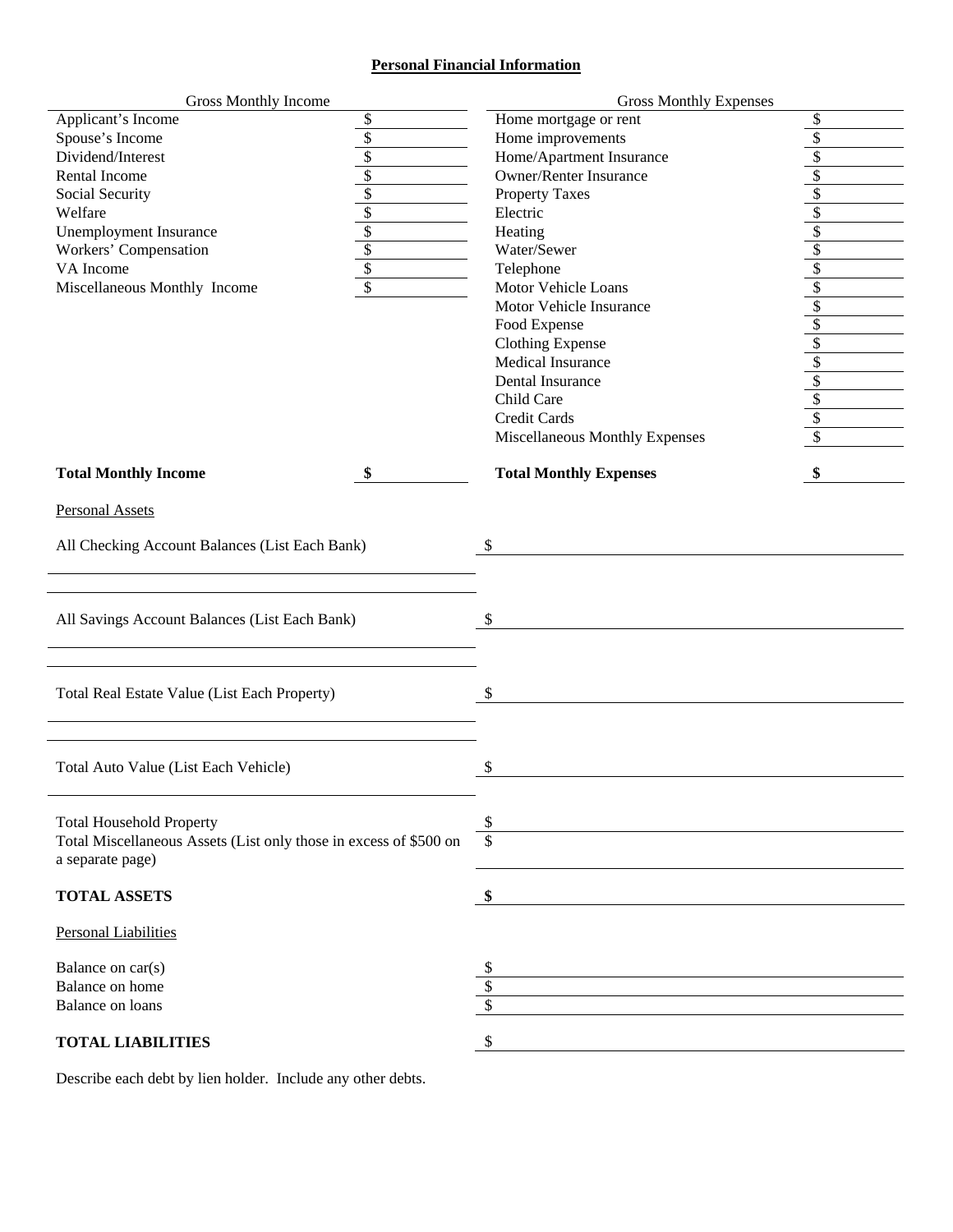## Personal Financial Information

| Gross Monthly Income | | Gross Monthly Expenses | |
|---|---|---|---|
| Applicant's Income | $ | Home mortgage or rent | $ |
| Spouse's Income | $ | Home improvements | $ |
| Dividend/Interest | $ | Home/Apartment Insurance | $ |
| Rental Income | $ | Owner/Renter Insurance | $ |
| Social Security | $ | Property Taxes | $ |
| Welfare | $ | Electric | $ |
| Unemployment Insurance | $ | Heating | $ |
| Workers' Compensation | $ | Water/Sewer | $ |
| VA Income | $ | Telephone | $ |
| Miscellaneous Monthly Income | $ | Motor Vehicle Loans | $ |
| | | Motor Vehicle Insurance | $ |
| | | Food Expense | $ |
| | | Clothing Expense | $ |
| | | Medical Insurance | $ |
| | | Dental Insurance | $ |
| | | Child Care | $ |
| | | Credit Cards | $ |
| | | Miscellaneous Monthly Expenses | $ |
| **Total Monthly Income** | **$** | **Total Monthly Expenses** | **$** |

Personal Assets

| | |
|---|---|
| All Checking Account Balances (List Each Bank) | $ |
| All Savings Account Balances (List Each Bank) | $ |
| Total Real Estate Value (List Each Property) | $ |
| Total Auto Value (List Each Vehicle) | $ |
| Total Household Property | $ |
| Total Miscellaneous Assets (List only those in excess of $500 on a separate page) | $ |
| **TOTAL ASSETS** | **$** |

Personal Liabilities

| | |
|---|---|
| Balance on car(s) | $ |
| Balance on home | $ |
| Balance on loans | $ |
| **TOTAL LIABILITIES** | $ |

Describe each debt by lien holder. Include any other debts.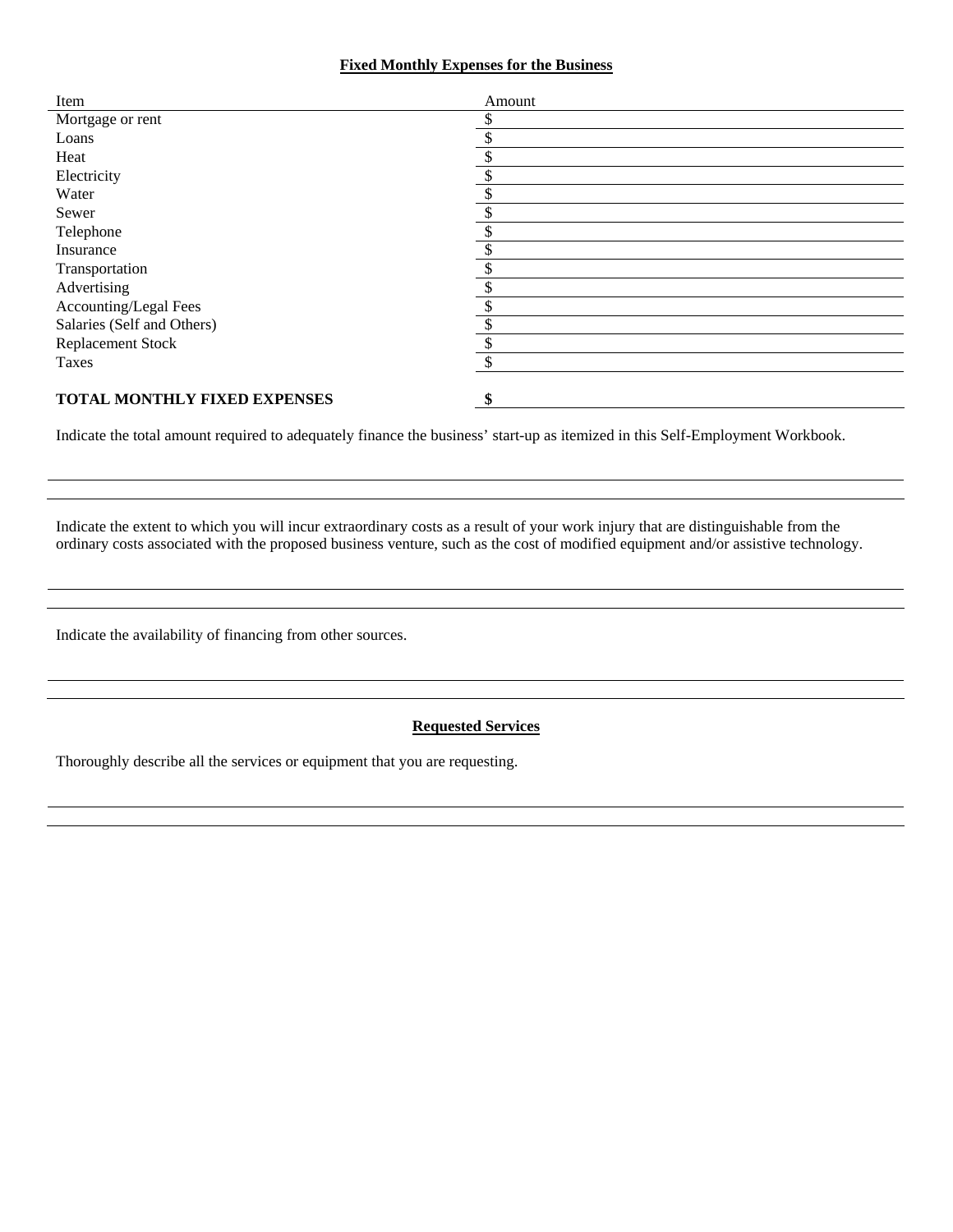**Fixed Monthly Expenses for the Business**

| Item | Amount |
|---|---|
| Mortgage or rent | $ |
| Loans | $ |
| Heat | $ |
| Electricity | $ |
| Water | $ |
| Sewer | $ |
| Telephone | $ |
| Insurance | $ |
| Transportation | $ |
| Advertising | $ |
| Accounting/Legal Fees | $ |
| Salaries (Self and Others) | $ |
| Replacement Stock | $ |
| Taxes | $ |
| **TOTAL MONTHLY FIXED EXPENSES** | **$** |

Indicate the total amount required to adequately finance the business' start-up as itemized in this Self-Employment Workbook.

______________________________________________________________________

______________________________________________________________________

Indicate the extent to which you will incur extraordinary costs as a result of your work injury that are distinguishable from the ordinary costs associated with the proposed business venture, such as the cost of modified equipment and/or assistive technology.

______________________________________________________________________

______________________________________________________________________

Indicate the availability of financing from other sources.

______________________________________________________________________

______________________________________________________________________

**Requested Services**

Thoroughly describe all the services or equipment that you are requesting.

______________________________________________________________________

______________________________________________________________________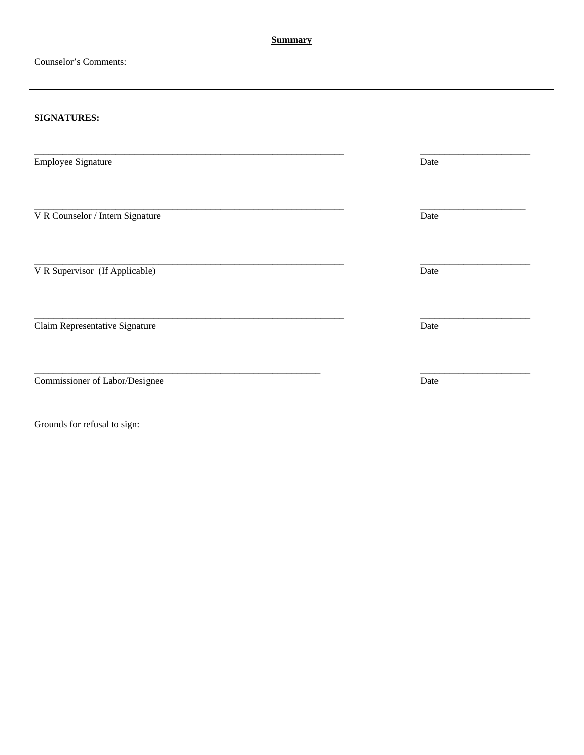**Summary**

Counselor's Comments:

---

---

**SIGNATURES:**

______________________________________________________________ ______________________

Employee Signature Date

______________________________________________________________ ______________________

V R Counselor / Intern Signature Date

______________________________________________________________ ______________________

V R Supervisor (If Applicable) Date

______________________________________________________________ ______________________

Claim Representative Signature Date

_________________________________________________________ ______________________

Commissioner of Labor/Designee Date

Grounds for refusal to sign: